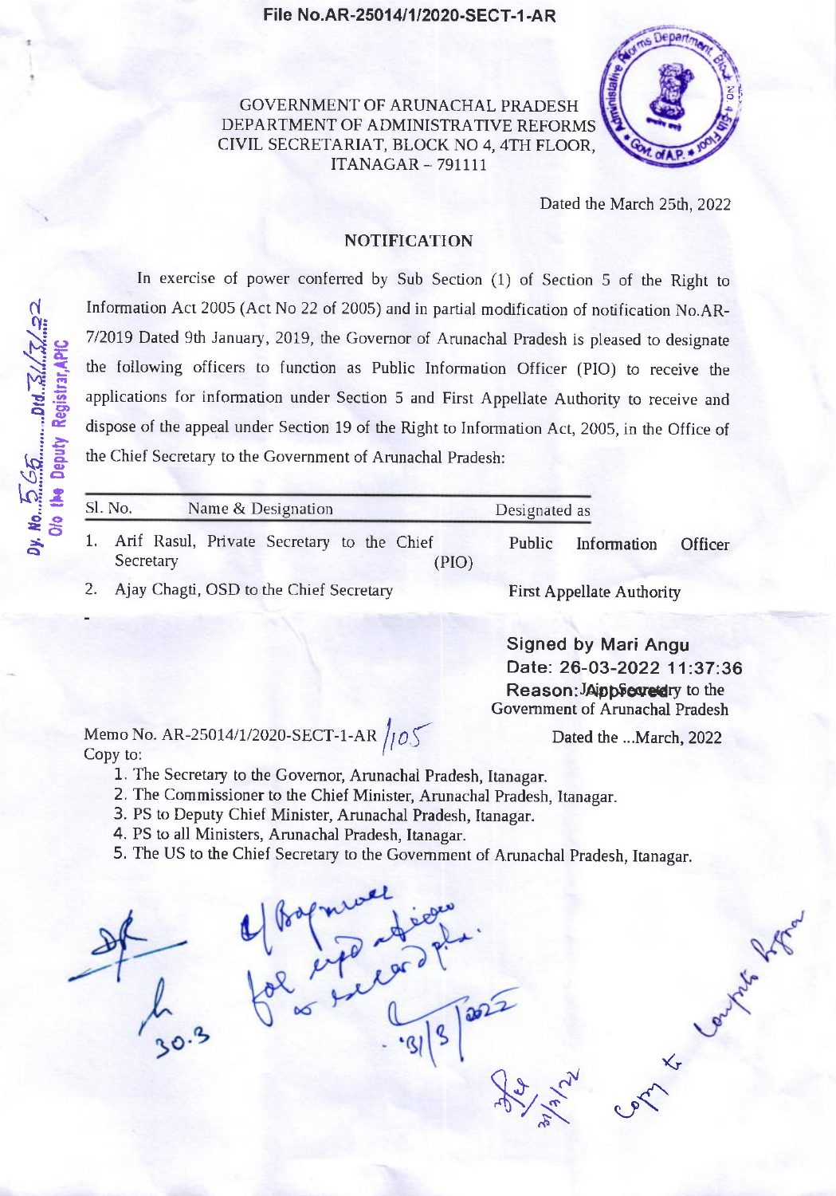File No.AR-25014/1/2020-SECT-1-AR

GOVERNMENT OF ARUNACHAL PRADESH
DEPARTMENT OF ADMINISTRATIVE REFORMS
CIVIL SECRETARIAT, BLOCK NO 4, 4TH FLOOR,
ITANAGAR – 791111

Dated the March 25th, 2022

## NOTIFICATION

In exercise of power conferred by Sub Section (1) of Section 5 of the Right to Information Act 2005 (Act No 22 of 2005) and in partial modification of notification No.AR-7/2019 Dated 9th January, 2019, the Governor of Arunachal Pradesh is pleased to designate the following officers to function as Public Information Officer (PIO) to receive the applications for information under Section 5 and First Appellate Authority to receive and dispose of the appeal under Section 19 of the Right to Information Act, 2005, in the Office of the Chief Secretary to the Government of Arunachal Pradesh:

| Sl. No. | Name & Designation | Designated as |
|---|---|---|
| 1. | Arif Rasul, Private Secretary to the Chief Secretary | Public Information Officer (PIO) |
| 2. | Ajay Chagti, OSD to the Chief Secretary | First Appellate Authority |

Signed by Mari Angu
Date: 26-03-2022 11:37:36
Reason: Approved
Joint Secretary to the Government of Arunachal Pradesh

Memo No. AR-25014/1/2020-SECT-1-AR /105 Dated the ...March, 2022

Copy to:

1. The Secretary to the Governor, Arunachal Pradesh, Itanagar.
2. The Commissioner to the Chief Minister, Arunachal Pradesh, Itanagar.
3. PS to Deputy Chief Minister, Arunachal Pradesh, Itanagar.
4. PS to all Ministers, Arunachal Pradesh, Itanagar.
5. The US to the Chief Secretary to the Government of Arunachal Pradesh, Itanagar.

Dy. No. 565 Dtd. 31/3/22
O/o the Deputy Registrar, APIC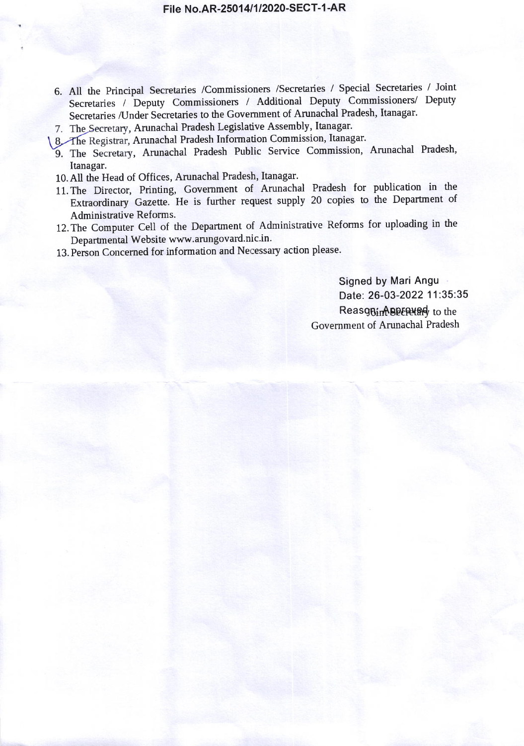File No.AR-25014/1/2020-SECT-1-AR

6. All the Principal Secretaries /Commissioners /Secretaries / Special Secretaries / Joint Secretaries / Deputy Commissioners / Additional Deputy Commissioners/ Deputy Secretaries /Under Secretaries to the Government of Arunachal Pradesh, Itanagar.
7. The Secretary, Arunachal Pradesh Legislative Assembly, Itanagar.
8. The Registrar, Arunachal Pradesh Information Commission, Itanagar.
9. The Secretary, Arunachal Pradesh Public Service Commission, Arunachal Pradesh, Itanagar.
10. All the Head of Offices, Arunachal Pradesh, Itanagar.
11. The Director, Printing, Government of Arunachal Pradesh for publication in the Extraordinary Gazette. He is further request supply 20 copies to the Department of Administrative Reforms.
12. The Computer Cell of the Department of Administrative Reforms for uploading in the Departmental Website www.arungovard.nic.in.
13. Person Concerned for information and Necessary action please.

Signed by Mari Angu
Date: 26-03-2022 11:35:35
Reason: Approved

Joint Secretary to the
Government of Arunachal Pradesh